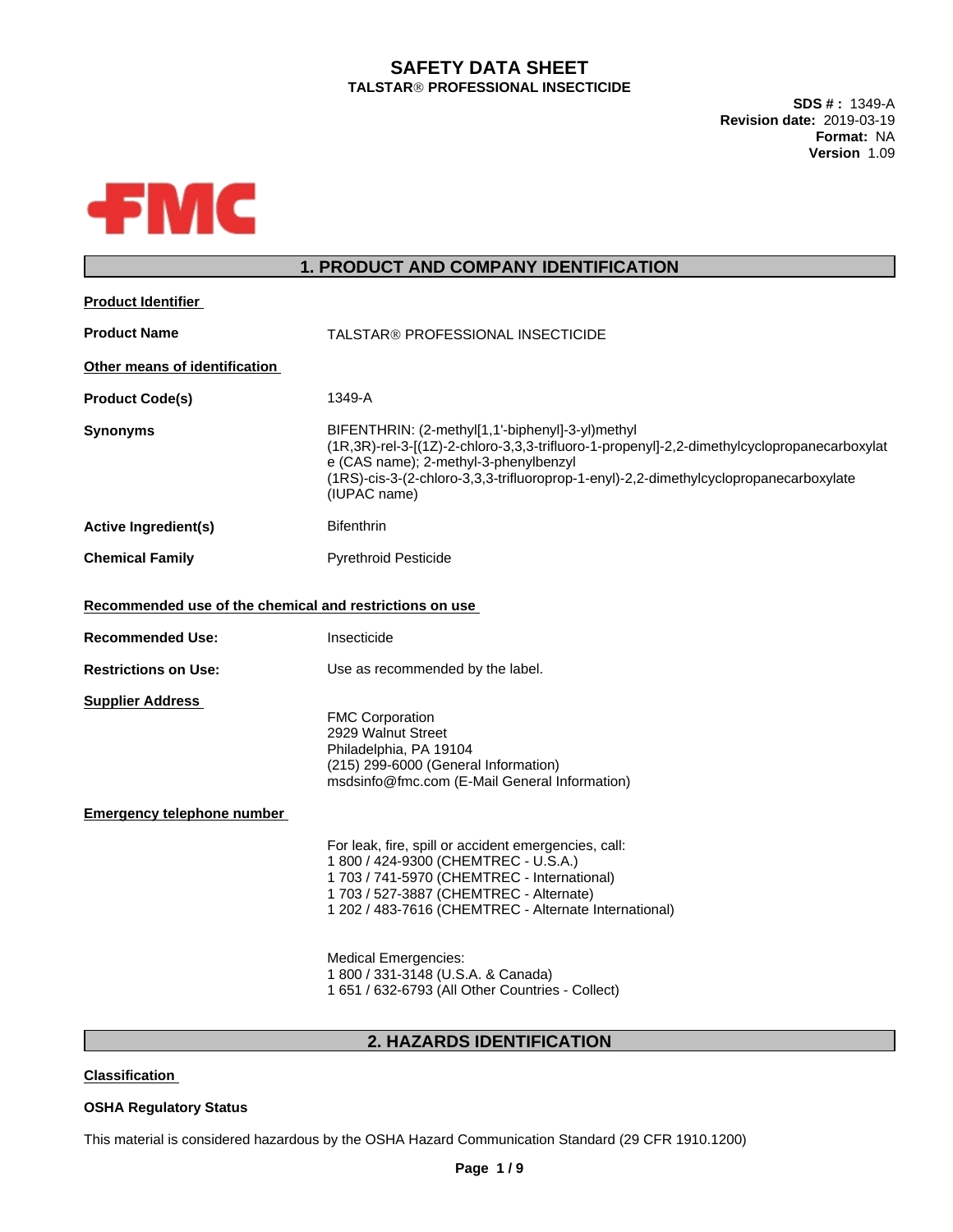# SAFETY DATA SHEET

**TALSTAR® PROFESSIONAL INSECTICIDE**

**SDS # :** 1349-A
**Revision date:** 2019-03-19
**Format:** NA
**Version** 1.09

FMC

## 1. PRODUCT AND COMPANY IDENTIFICATION

**Product Identifier**

**Product Name**: TALSTAR® PROFESSIONAL INSECTICIDE

**Other means of identification**

**Product Code(s)**: 1349-A

**Synonyms**: BIFENTHRIN: (2-methyl[1,1'-biphenyl]-3-yl)methyl (1R,3R)-rel-3-[(1Z)-2-chloro-3,3,3-trifluoro-1-propenyl]-2,2-dimethylcyclopropanecarboxylate (CAS name); 2-methyl-3-phenylbenzyl (1RS)-cis-3-(2-chloro-3,3,3-trifluoroprop-1-enyl)-2,2-dimethylcyclopropanecarboxylate (IUPAC name)

**Active Ingredient(s)**: Bifenthrin

**Chemical Family**: Pyrethroid Pesticide

**Recommended use of the chemical and restrictions on use**

**Recommended Use:** Insecticide

**Restrictions on Use:** Use as recommended by the label.

**Supplier Address**

FMC Corporation
2929 Walnut Street
Philadelphia, PA 19104
(215) 299-6000 (General Information)
msdsinfo@fmc.com (E-Mail General Information)

**Emergency telephone number**

For leak, fire, spill or accident emergencies, call:
1 800 / 424-9300 (CHEMTREC - U.S.A.)
1 703 / 741-5970 (CHEMTREC - International)
1 703 / 527-3887 (CHEMTREC - Alternate)
1 202 / 483-7616 (CHEMTREC - Alternate International)

Medical Emergencies:
1 800 / 331-3148 (U.S.A. & Canada)
1 651 / 632-6793 (All Other Countries - Collect)

## 2. HAZARDS IDENTIFICATION

**Classification**

**OSHA Regulatory Status**

This material is considered hazardous by the OSHA Hazard Communication Standard (29 CFR 1910.1200)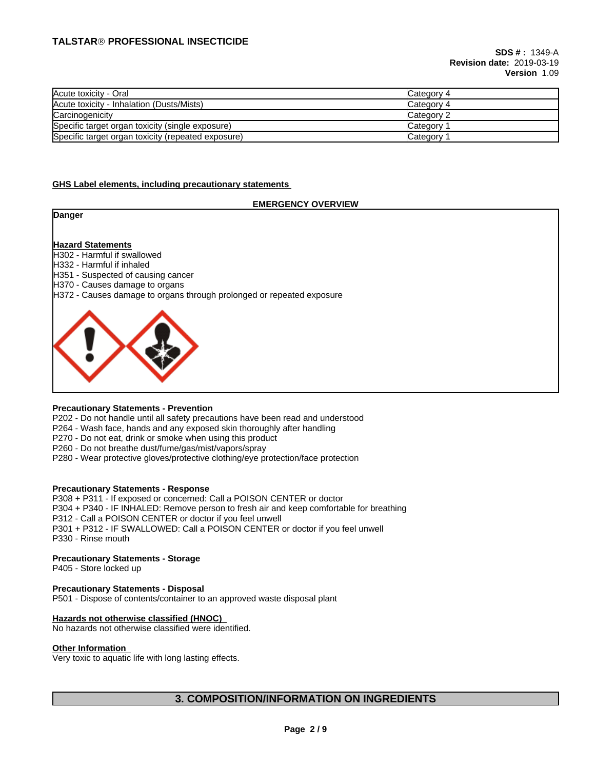| Acute toxicity - Oral | Category 4 |
|---|---|
| Acute toxicity - Inhalation (Dusts/Mists) | Category 4 |
| Carcinogenicity | Category 2 |
| Specific target organ toxicity (single exposure) | Category 1 |
| Specific target organ toxicity (repeated exposure) | Category 1 |

**GHS Label elements, including precautionary statements**

**EMERGENCY OVERVIEW**

**Danger**

**Hazard Statements**

H302 - Harmful if swallowed
H332 - Harmful if inhaled
H351 - Suspected of causing cancer
H370 - Causes damage to organs
H372 - Causes damage to organs through prolonged or repeated exposure

**Precautionary Statements - Prevention**

P202 - Do not handle until all safety precautions have been read and understood
P264 - Wash face, hands and any exposed skin thoroughly after handling
P270 - Do not eat, drink or smoke when using this product
P260 - Do not breathe dust/fume/gas/mist/vapors/spray
P280 - Wear protective gloves/protective clothing/eye protection/face protection

**Precautionary Statements - Response**

P308 + P311 - If exposed or concerned: Call a POISON CENTER or doctor
P304 + P340 - IF INHALED: Remove person to fresh air and keep comfortable for breathing
P312 - Call a POISON CENTER or doctor if you feel unwell
P301 + P312 - IF SWALLOWED: Call a POISON CENTER or doctor if you feel unwell
P330 - Rinse mouth

**Precautionary Statements - Storage**

P405 - Store locked up

**Precautionary Statements - Disposal**

P501 - Dispose of contents/container to an approved waste disposal plant

**Hazards not otherwise classified (HNOC)**

No hazards not otherwise classified were identified.

**Other Information**

Very toxic to aquatic life with long lasting effects.

## 3. COMPOSITION/INFORMATION ON INGREDIENTS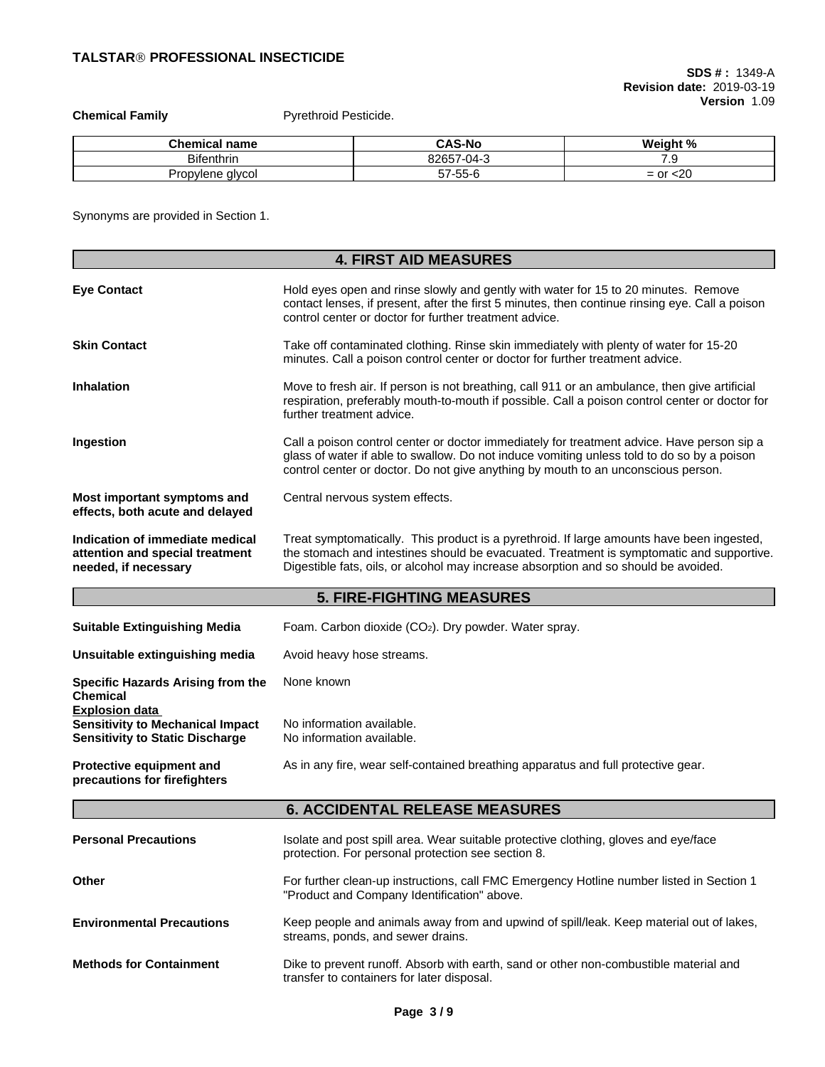**Chemical Family** Pyrethroid Pesticide.

| Chemical name | CAS-No | Weight % |
|---|---|---|
| Bifenthrin | 82657-04-3 | 7.9 |
| Propylene glycol | 57-55-6 | = or <20 |

Synonyms are provided in Section 1.

## 4. FIRST AID MEASURES

**Eye Contact** Hold eyes open and rinse slowly and gently with water for 15 to 20 minutes. Remove contact lenses, if present, after the first 5 minutes, then continue rinsing eye. Call a poison control center or doctor for further treatment advice.

**Skin Contact** Take off contaminated clothing. Rinse skin immediately with plenty of water for 15-20 minutes. Call a poison control center or doctor for further treatment advice.

**Inhalation** Move to fresh air. If person is not breathing, call 911 or an ambulance, then give artificial respiration, preferably mouth-to-mouth if possible. Call a poison control center or doctor for further treatment advice.

**Ingestion** Call a poison control center or doctor immediately for treatment advice. Have person sip a glass of water if able to swallow. Do not induce vomiting unless told to do so by a poison control center or doctor. Do not give anything by mouth to an unconscious person.

**Most important symptoms and effects, both acute and delayed** Central nervous system effects.

**Indication of immediate medical attention and special treatment needed, if necessary** Treat symptomatically. This product is a pyrethroid. If large amounts have been ingested, the stomach and intestines should be evacuated. Treatment is symptomatic and supportive. Digestible fats, oils, or alcohol may increase absorption and so should be avoided.

## 5. FIRE-FIGHTING MEASURES

**Suitable Extinguishing Media** Foam. Carbon dioxide ($CO_2$). Dry powder. Water spray.

**Unsuitable extinguishing media** Avoid heavy hose streams.

**Specific Hazards Arising from the Chemical** None known

**Explosion data**
**Sensitivity to Mechanical Impact** No information available.
**Sensitivity to Static Discharge** No information available.

**Protective equipment and precautions for firefighters** As in any fire, wear self-contained breathing apparatus and full protective gear.

## 6. ACCIDENTAL RELEASE MEASURES

**Personal Precautions** Isolate and post spill area. Wear suitable protective clothing, gloves and eye/face protection. For personal protection see section 8.

**Other** For further clean-up instructions, call FMC Emergency Hotline number listed in Section 1 "Product and Company Identification" above.

**Environmental Precautions** Keep people and animals away from and upwind of spill/leak. Keep material out of lakes, streams, ponds, and sewer drains.

**Methods for Containment** Dike to prevent runoff. Absorb with earth, sand or other non-combustible material and transfer to containers for later disposal.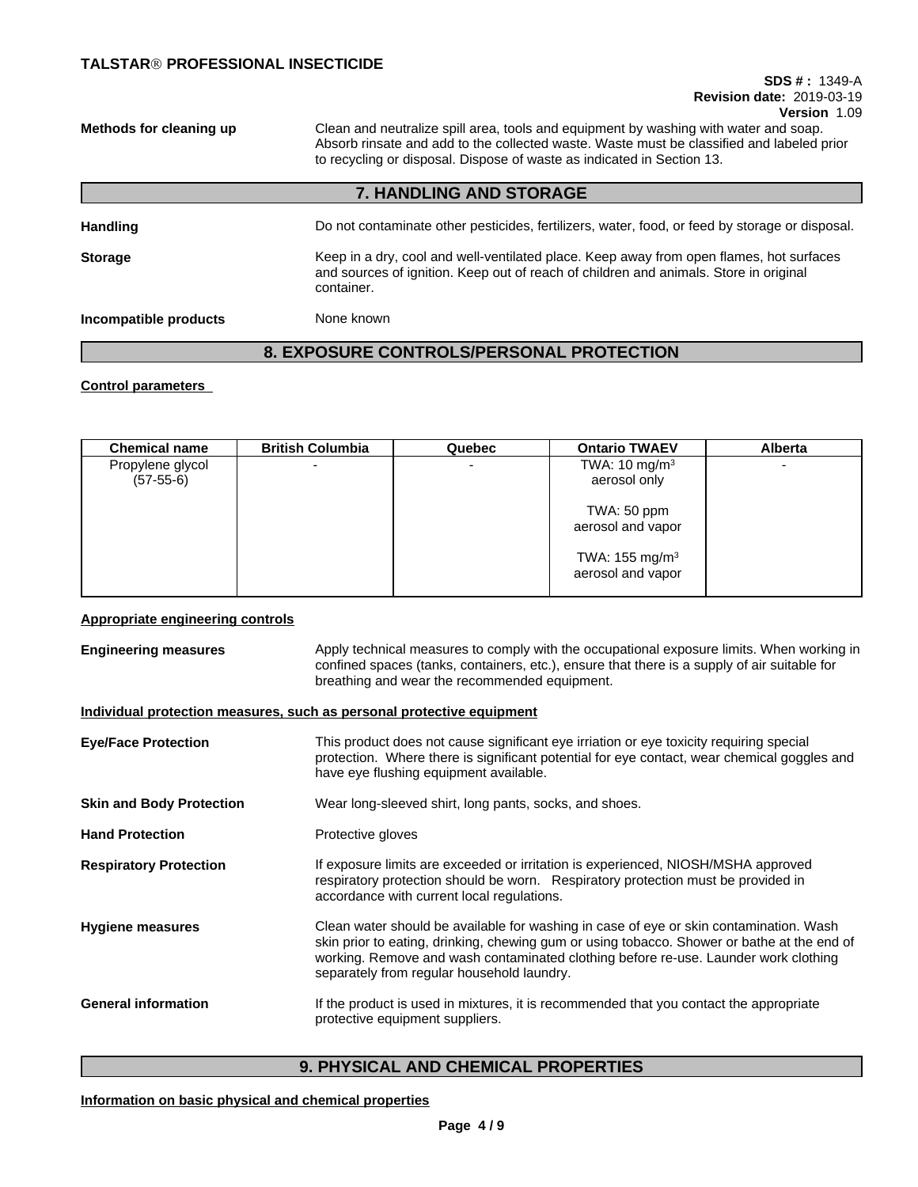**Methods for cleaning up** Clean and neutralize spill area, tools and equipment by washing with water and soap. Absorb rinsate and add to the collected waste. Waste must be classified and labeled prior to recycling or disposal. Dispose of waste as indicated in Section 13.

## 7. HANDLING AND STORAGE

**Handling** Do not contaminate other pesticides, fertilizers, water, food, or feed by storage or disposal.

**Storage** Keep in a dry, cool and well-ventilated place. Keep away from open flames, hot surfaces and sources of ignition. Keep out of reach of children and animals. Store in original container.

**Incompatible products** None known

## 8. EXPOSURE CONTROLS/PERSONAL PROTECTION

**Control parameters**

| Chemical name | British Columbia | Quebec | Ontario TWAEV | Alberta |
|---|---|---|---|---|
| Propylene glycol (57-55-6) | - | - | TWA: 10 mg/m$^3$ aerosol only<br><br>TWA: 50 ppm aerosol and vapor<br><br>TWA: 155 mg/m$^3$ aerosol and vapor | - |

**Appropriate engineering controls**

**Engineering measures** Apply technical measures to comply with the occupational exposure limits. When working in confined spaces (tanks, containers, etc.), ensure that there is a supply of air suitable for breathing and wear the recommended equipment.

**Individual protection measures, such as personal protective equipment**

**Eye/Face Protection** This product does not cause significant eye irriation or eye toxicity requiring special protection. Where there is significant potential for eye contact, wear chemical goggles and have eye flushing equipment available.

**Skin and Body Protection** Wear long-sleeved shirt, long pants, socks, and shoes.

**Hand Protection** Protective gloves

**Respiratory Protection** If exposure limits are exceeded or irritation is experienced, NIOSH/MSHA approved respiratory protection should be worn. Respiratory protection must be provided in accordance with current local regulations.

**Hygiene measures** Clean water should be available for washing in case of eye or skin contamination. Wash skin prior to eating, drinking, chewing gum or using tobacco. Shower or bathe at the end of working. Remove and wash contaminated clothing before re-use. Launder work clothing separately from regular household laundry.

**General information** If the product is used in mixtures, it is recommended that you contact the appropriate protective equipment suppliers.

## 9. PHYSICAL AND CHEMICAL PROPERTIES

**Information on basic physical and chemical properties**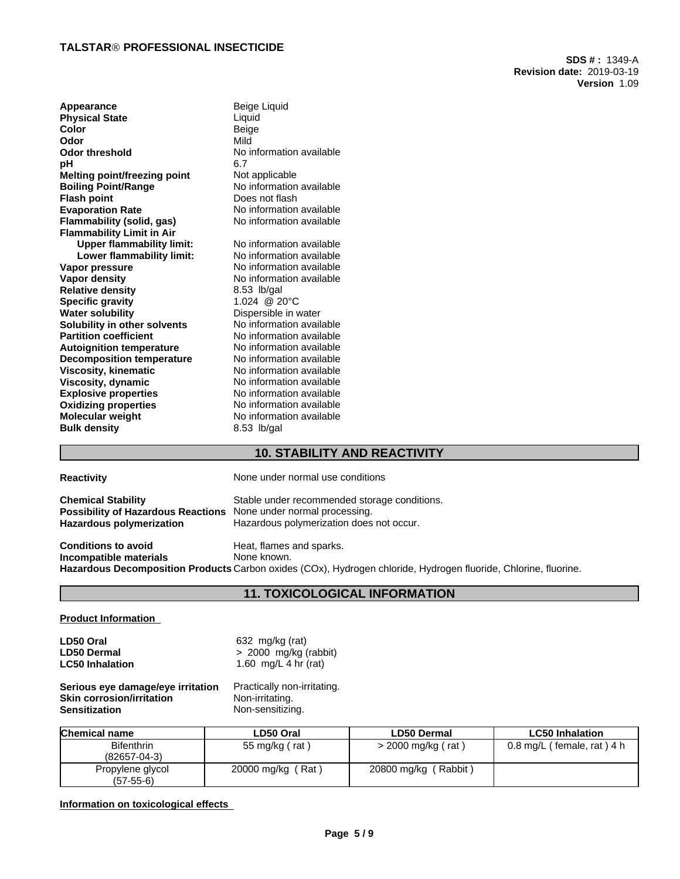| | |
|---|---|
| **Appearance** | Beige Liquid |
| **Physical State** | Liquid |
| **Color** | Beige |
| **Odor** | Mild |
| **Odor threshold** | No information available |
| **pH** | 6.7 |
| **Melting point/freezing point** | Not applicable |
| **Boiling Point/Range** | No information available |
| **Flash point** | Does not flash |
| **Evaporation Rate** | No information available |
| **Flammability (solid, gas)** | No information available |
| **Flammability Limit in Air** | |
| **Upper flammability limit:** | No information available |
| **Lower flammability limit:** | No information available |
| **Vapor pressure** | No information available |
| **Vapor density** | No information available |
| **Relative density** | 8.53 lb/gal |
| **Specific gravity** | 1.024 @ 20°C |
| **Water solubility** | Dispersible in water |
| **Solubility in other solvents** | No information available |
| **Partition coefficient** | No information available |
| **Autoignition temperature** | No information available |
| **Decomposition temperature** | No information available |
| **Viscosity, kinematic** | No information available |
| **Viscosity, dynamic** | No information available |
| **Explosive properties** | No information available |
| **Oxidizing properties** | No information available |
| **Molecular weight** | No information available |
| **Bulk density** | 8.53 lb/gal |

## 10. STABILITY AND REACTIVITY

**Reactivity** None under normal use conditions

**Chemical Stability** Stable under recommended storage conditions.
**Possibility of Hazardous Reactions** None under normal processing.
**Hazardous polymerization** Hazardous polymerization does not occur.

**Conditions to avoid** Heat, flames and sparks.
**Incompatible materials** None known.
**Hazardous Decomposition Products** Carbon oxides (COx), Hydrogen chloride, Hydrogen fluoride, Chlorine, fluorine.

## 11. TOXICOLOGICAL INFORMATION

**Product Information**

**LD50 Oral** 632 mg/kg (rat)
**LD50 Dermal** > 2000 mg/kg (rabbit)
**LC50 Inhalation** 1.60 mg/L 4 hr (rat)

**Serious eye damage/eye irritation** Practically non-irritating.
**Skin corrosion/irritation** Non-irritating.
**Sensitization** Non-sensitizing.

| Chemical name | LD50 Oral | LD50 Dermal | LC50 Inhalation |
|---|---|---|---|
| Bifenthrin (82657-04-3) | 55 mg/kg ( rat ) | > 2000 mg/kg ( rat ) | 0.8 mg/L ( female, rat ) 4 h |
| Propylene glycol (57-55-6) | 20000 mg/kg ( Rat ) | 20800 mg/kg ( Rabbit ) | |

**Information on toxicological effects**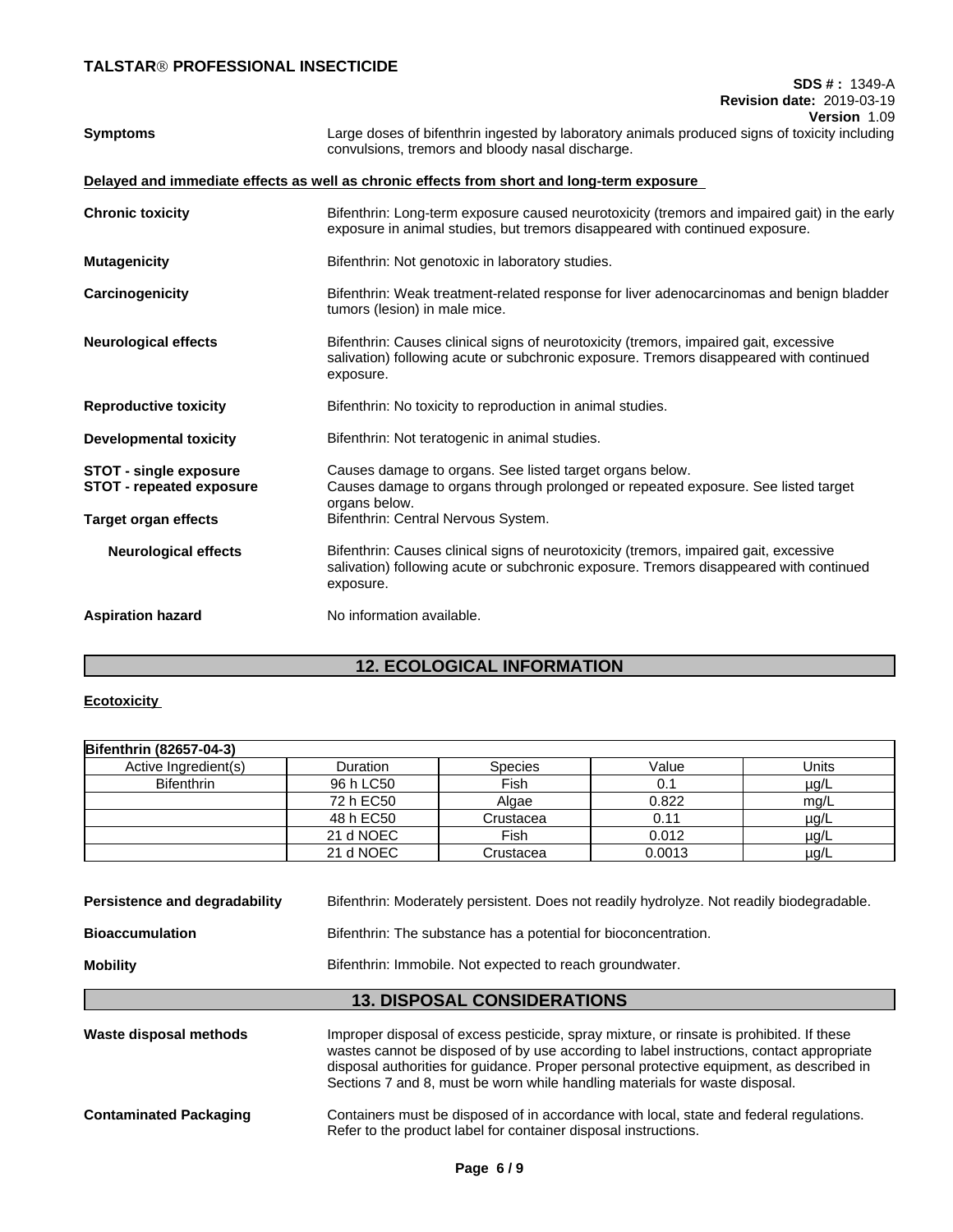**Symptoms**: Large doses of bifenthrin ingested by laboratory animals produced signs of toxicity including convulsions, tremors and bloody nasal discharge.

**Delayed and immediate effects as well as chronic effects from short and long-term exposure**

**Chronic toxicity**: Bifenthrin: Long-term exposure caused neurotoxicity (tremors and impaired gait) in the early exposure in animal studies, but tremors disappeared with continued exposure.

**Mutagenicity**: Bifenthrin: Not genotoxic in laboratory studies.

**Carcinogenicity**: Bifenthrin: Weak treatment-related response for liver adenocarcinomas and benign bladder tumors (lesion) in male mice.

**Neurological effects**: Bifenthrin: Causes clinical signs of neurotoxicity (tremors, impaired gait, excessive salivation) following acute or subchronic exposure. Tremors disappeared with continued exposure.

**Reproductive toxicity**: Bifenthrin: No toxicity to reproduction in animal studies.

**Developmental toxicity**: Bifenthrin: Not teratogenic in animal studies.

**STOT - single exposure**: Causes damage to organs. See listed target organs below.

**STOT - repeated exposure**: Causes damage to organs through prolonged or repeated exposure. See listed target organs below.

**Target organ effects**: Bifenthrin: Central Nervous System.

**Neurological effects**: Bifenthrin: Causes clinical signs of neurotoxicity (tremors, impaired gait, excessive salivation) following acute or subchronic exposure. Tremors disappeared with continued exposure.

**Aspiration hazard**: No information available.

## 12. ECOLOGICAL INFORMATION

**Ecotoxicity**

| Bifenthrin (82657-04-3) | | | | |
|---|---|---|---|---|
| Active Ingredient(s) | Duration | Species | Value | Units |
| Bifenthrin | 96 h LC50 | Fish | 0.1 | µg/L |
| | 72 h EC50 | Algae | 0.822 | mg/L |
| | 48 h EC50 | Crustacea | 0.11 | µg/L |
| | 21 d NOEC | Fish | 0.012 | µg/L |
| | 21 d NOEC | Crustacea | 0.0013 | µg/L |

**Persistence and degradability**: Bifenthrin: Moderately persistent. Does not readily hydrolyze. Not readily biodegradable.

**Bioaccumulation**: Bifenthrin: The substance has a potential for bioconcentration.

**Mobility**: Bifenthrin: Immobile. Not expected to reach groundwater.

## 13. DISPOSAL CONSIDERATIONS

**Waste disposal methods**: Improper disposal of excess pesticide, spray mixture, or rinsate is prohibited. If these wastes cannot be disposed of by use according to label instructions, contact appropriate disposal authorities for guidance. Proper personal protective equipment, as described in Sections 7 and 8, must be worn while handling materials for waste disposal.

**Contaminated Packaging**: Containers must be disposed of in accordance with local, state and federal regulations. Refer to the product label for container disposal instructions.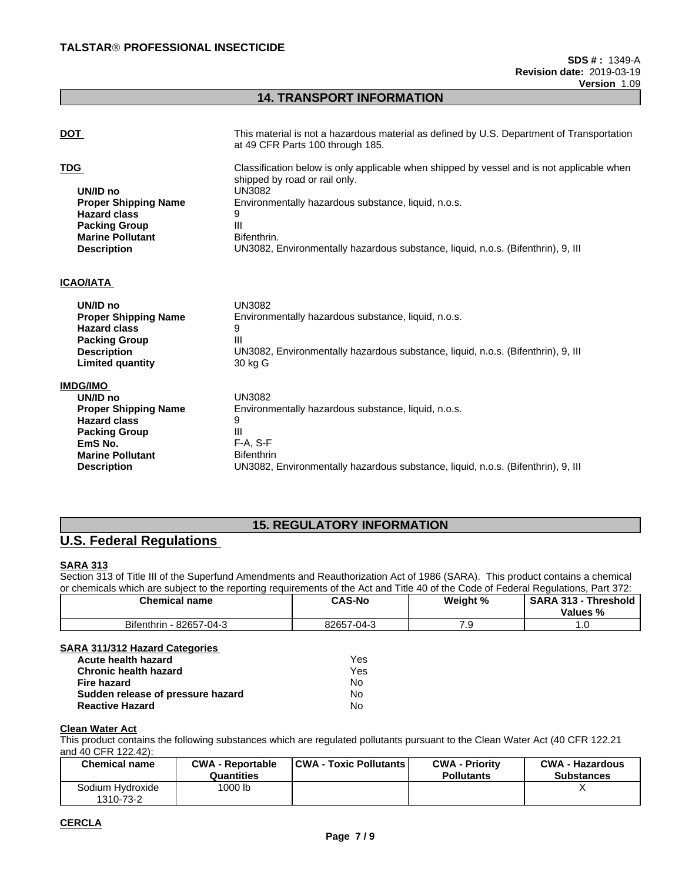## 14. TRANSPORT INFORMATION

**DOT** This material is not a hazardous material as defined by U.S. Department of Transportation at 49 CFR Parts 100 through 185.

**TDG** Classification below is only applicable when shipped by vessel and is not applicable when shipped by road or rail only.

| | |
|---|---|
| **UN/ID no** | UN3082 |
| **Proper Shipping Name** | Environmentally hazardous substance, liquid, n.o.s. |
| **Hazard class** | 9 |
| **Packing Group** | III |
| **Marine Pollutant** | Bifenthrin. |
| **Description** | UN3082, Environmentally hazardous substance, liquid, n.o.s. (Bifenthrin), 9, III |

**ICAO/IATA**

| | |
|---|---|
| **UN/ID no** | UN3082 |
| **Proper Shipping Name** | Environmentally hazardous substance, liquid, n.o.s. |
| **Hazard class** | 9 |
| **Packing Group** | III |
| **Description** | UN3082, Environmentally hazardous substance, liquid, n.o.s. (Bifenthrin), 9, III |
| **Limited quantity** | 30 kg G |

**IMDG/IMO**

| | |
|---|---|
| **UN/ID no** | UN3082 |
| **Proper Shipping Name** | Environmentally hazardous substance, liquid, n.o.s. |
| **Hazard class** | 9 |
| **Packing Group** | III |
| **EmS No.** | F-A, S-F |
| **Marine Pollutant** | Bifenthrin |
| **Description** | UN3082, Environmentally hazardous substance, liquid, n.o.s. (Bifenthrin), 9, III |

## 15. REGULATORY INFORMATION

## U.S. Federal Regulations

**SARA 313**

Section 313 of Title III of the Superfund Amendments and Reauthorization Act of 1986 (SARA). This product contains a chemical or chemicals which are subject to the reporting requirements of the Act and Title 40 of the Code of Federal Regulations, Part 372:

| Chemical name | CAS-No | Weight % | SARA 313 - Threshold Values % |
|---|---|---|---|
| Bifenthrin - 82657-04-3 | 82657-04-3 | 7.9 | 1.0 |

**SARA 311/312 Hazard Categories**

| | |
|---|---|
| **Acute health hazard** | Yes |
| **Chronic health hazard** | Yes |
| **Fire hazard** | No |
| **Sudden release of pressure hazard** | No |
| **Reactive Hazard** | No |

**Clean Water Act**

This product contains the following substances which are regulated pollutants pursuant to the Clean Water Act (40 CFR 122.21 and 40 CFR 122.42):

| Chemical name | CWA - Reportable Quantities | CWA - Toxic Pollutants | CWA - Priority Pollutants | CWA - Hazardous Substances |
|---|---|---|---|---|
| Sodium Hydroxide 1310-73-2 | 1000 lb | | | X |

**CERCLA**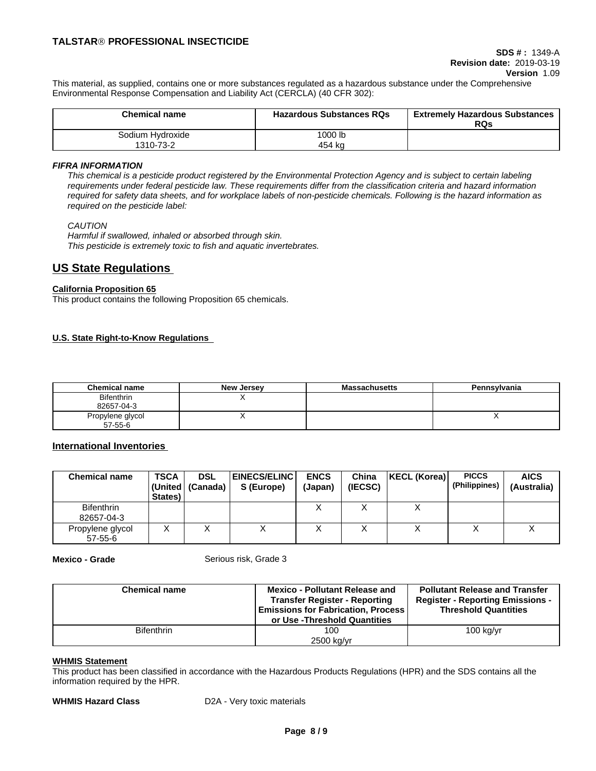This material, as supplied, contains one or more substances regulated as a hazardous substance under the Comprehensive Environmental Response Compensation and Liability Act (CERCLA) (40 CFR 302):

| Chemical name | Hazardous Substances RQs | Extremely Hazardous Substances RQs |
|---|---|---|
| Sodium Hydroxide<br>1310-73-2 | 1000 lb<br>454 kg | |

***FIFRA INFORMATION***

*This chemical is a pesticide product registered by the Environmental Protection Agency and is subject to certain labeling requirements under federal pesticide law. These requirements differ from the classification criteria and hazard information required for safety data sheets, and for workplace labels of non-pesticide chemicals. Following is the hazard information as required on the pesticide label:*

*CAUTION*
*Harmful if swallowed, inhaled or absorbed through skin.*
*This pesticide is extremely toxic to fish and aquatic invertebrates.*

## US State Regulations

**California Proposition 65**

This product contains the following Proposition 65 chemicals.

**U.S. State Right-to-Know Regulations**

| Chemical name | New Jersey | Massachusetts | Pennsylvania |
|---|---|---|---|
| Bifenthrin<br>82657-04-3 | X | | |
| Propylene glycol<br>57-55-6 | X | | X |

## International Inventories

| Chemical name | TSCA (United States) | DSL (Canada) | EINECS/ELINCS (Europe) | ENCS (Japan) | China (IECSC) | KECL (Korea) | PICCS (Philippines) | AICS (Australia) |
|---|---|---|---|---|---|---|---|---|
| Bifenthrin<br>82657-04-3 | | | | X | X | X | | |
| Propylene glycol<br>57-55-6 | X | X | X | X | X | X | X | X |

**Mexico - Grade** Serious risk, Grade 3

| Chemical name | Mexico - Pollutant Release and Transfer Register - Reporting Emissions for Fabrication, Process or Use -Threshold Quantities | Pollutant Release and Transfer Register - Reporting Emissions - Threshold Quantities |
|---|---|---|
| Bifenthrin | 100<br>2500 kg/yr | 100 kg/yr |

**WHMIS Statement**

This product has been classified in accordance with the Hazardous Products Regulations (HPR) and the SDS contains all the information required by the HPR.

**WHMIS Hazard Class** D2A - Very toxic materials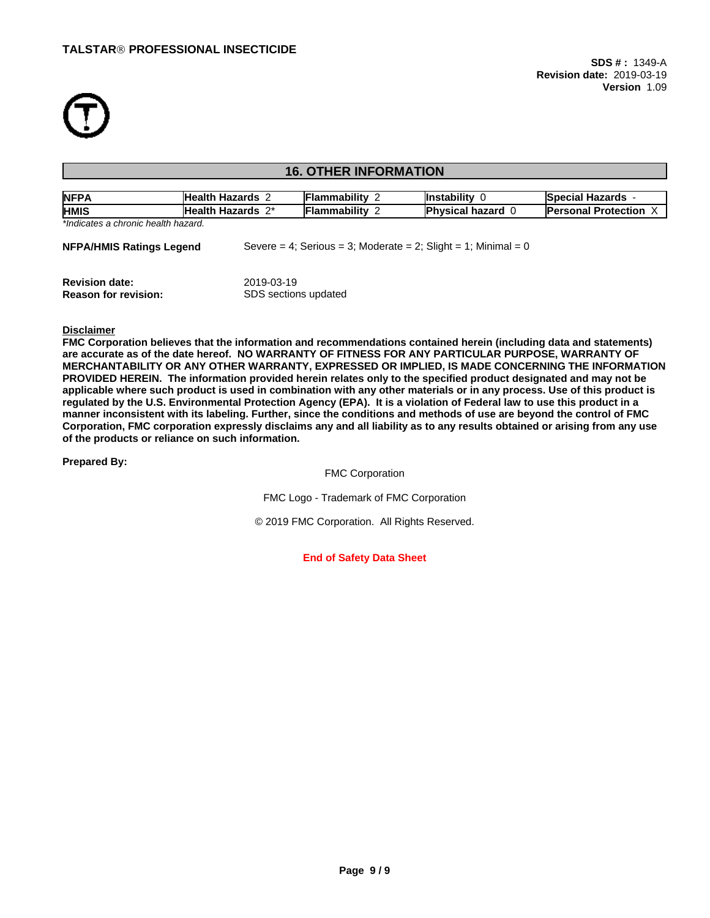TALSTAR® PROFESSIONAL INSECTICIDE

**SDS # :** 1349-A
**Revision date:** 2019-03-19
**Version** 1.09

## 16. OTHER INFORMATION

| | | | | |
|---|---|---|---|---|
| **NFPA** | **Health Hazards** 2 | **Flammability** 2 | **Instability** 0 | **Special Hazards** - |
| **HMIS** | **Health Hazards** 2* | **Flammability** 2 | **Physical hazard** 0 | **Personal Protection** X |

*\*Indicates a chronic health hazard.*

**NFPA/HMIS Ratings Legend** Severe = 4; Serious = 3; Moderate = 2; Slight = 1; Minimal = 0

**Revision date:** 2019-03-19
**Reason for revision:** SDS sections updated

**Disclaimer**

**FMC Corporation believes that the information and recommendations contained herein (including data and statements) are accurate as of the date hereof. NO WARRANTY OF FITNESS FOR ANY PARTICULAR PURPOSE, WARRANTY OF MERCHANTABILITY OR ANY OTHER WARRANTY, EXPRESSED OR IMPLIED, IS MADE CONCERNING THE INFORMATION PROVIDED HEREIN. The information provided herein relates only to the specified product designated and may not be applicable where such product is used in combination with any other materials or in any process. Use of this product is regulated by the U.S. Environmental Protection Agency (EPA). It is a violation of Federal law to use this product in a manner inconsistent with its labeling. Further, since the conditions and methods of use are beyond the control of FMC Corporation, FMC corporation expressly disclaims any and all liability as to any results obtained or arising from any use of the products or reliance on such information.**

**Prepared By:**

FMC Corporation

FMC Logo - Trademark of FMC Corporation

© 2019 FMC Corporation. All Rights Reserved.

**End of Safety Data Sheet**